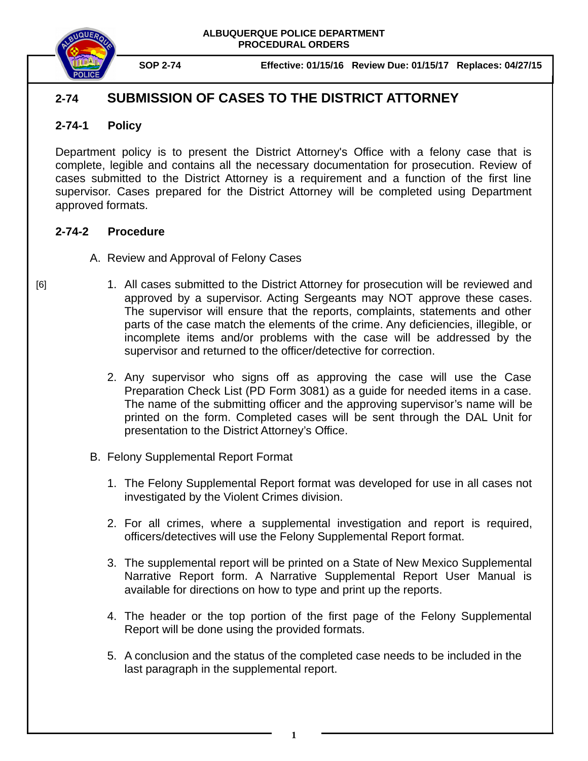ALBUQUERQUE POLICE DEPARTMENT
PROCEDURAL ORDERS

**SOP 2-74** | **Effective: 01/15/16 Review Due: 01/15/17 Replaces: 04/27/15**

# 2-74 SUBMISSION OF CASES TO THE DISTRICT ATTORNEY

## 2-74-1 Policy

Department policy is to present the District Attorney's Office with a felony case that is complete, legible and contains all the necessary documentation for prosecution. Review of cases submitted to the District Attorney is a requirement and a function of the first line supervisor. Cases prepared for the District Attorney will be completed using Department approved formats.

## 2-74-2 Procedure

A. Review and Approval of Felony Cases

[6]

1. All cases submitted to the District Attorney for prosecution will be reviewed and approved by a supervisor. Acting Sergeants may NOT approve these cases. The supervisor will ensure that the reports, complaints, statements and other parts of the case match the elements of the crime. Any deficiencies, illegible, or incomplete items and/or problems with the case will be addressed by the supervisor and returned to the officer/detective for correction.

2. Any supervisor who signs off as approving the case will use the Case Preparation Check List (PD Form 3081) as a guide for needed items in a case. The name of the submitting officer and the approving supervisor's name will be printed on the form. Completed cases will be sent through the DAL Unit for presentation to the District Attorney's Office.

B. Felony Supplemental Report Format

1. The Felony Supplemental Report format was developed for use in all cases not investigated by the Violent Crimes division.

2. For all crimes, where a supplemental investigation and report is required, officers/detectives will use the Felony Supplemental Report format.

3. The supplemental report will be printed on a State of New Mexico Supplemental Narrative Report form. A Narrative Supplemental Report User Manual is available for directions on how to type and print up the reports.

4. The header or the top portion of the first page of the Felony Supplemental Report will be done using the provided formats.

5. A conclusion and the status of the completed case needs to be included in the last paragraph in the supplemental report.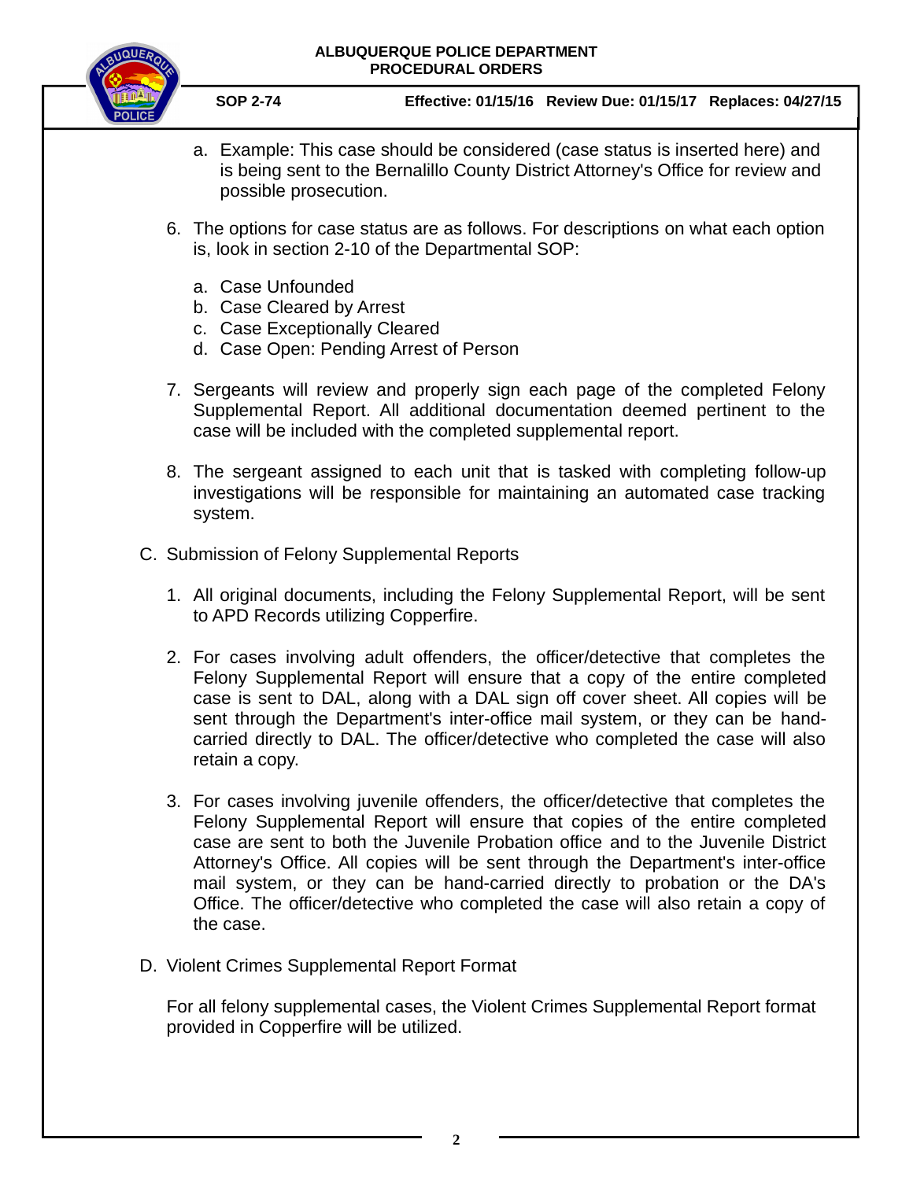a. Example: This case should be considered (case status is inserted here) and is being sent to the Bernalillo County District Attorney's Office for review and possible prosecution.

6. The options for case status are as follows. For descriptions on what each option is, look in section 2-10 of the Departmental SOP:

   a. Case Unfounded
   b. Case Cleared by Arrest
   c. Case Exceptionally Cleared
   d. Case Open: Pending Arrest of Person

7. Sergeants will review and properly sign each page of the completed Felony Supplemental Report. All additional documentation deemed pertinent to the case will be included with the completed supplemental report.

8. The sergeant assigned to each unit that is tasked with completing follow-up investigations will be responsible for maintaining an automated case tracking system.

C. Submission of Felony Supplemental Reports

1. All original documents, including the Felony Supplemental Report, will be sent to APD Records utilizing Copperfire.

2. For cases involving adult offenders, the officer/detective that completes the Felony Supplemental Report will ensure that a copy of the entire completed case is sent to DAL, along with a DAL sign off cover sheet. All copies will be sent through the Department's inter-office mail system, or they can be hand-carried directly to DAL. The officer/detective who completed the case will also retain a copy.

3. For cases involving juvenile offenders, the officer/detective that completes the Felony Supplemental Report will ensure that copies of the entire completed case are sent to both the Juvenile Probation office and to the Juvenile District Attorney's Office. All copies will be sent through the Department's inter-office mail system, or they can be hand-carried directly to probation or the DA's Office. The officer/detective who completed the case will also retain a copy of the case.

D. Violent Crimes Supplemental Report Format

For all felony supplemental cases, the Violent Crimes Supplemental Report format provided in Copperfire will be utilized.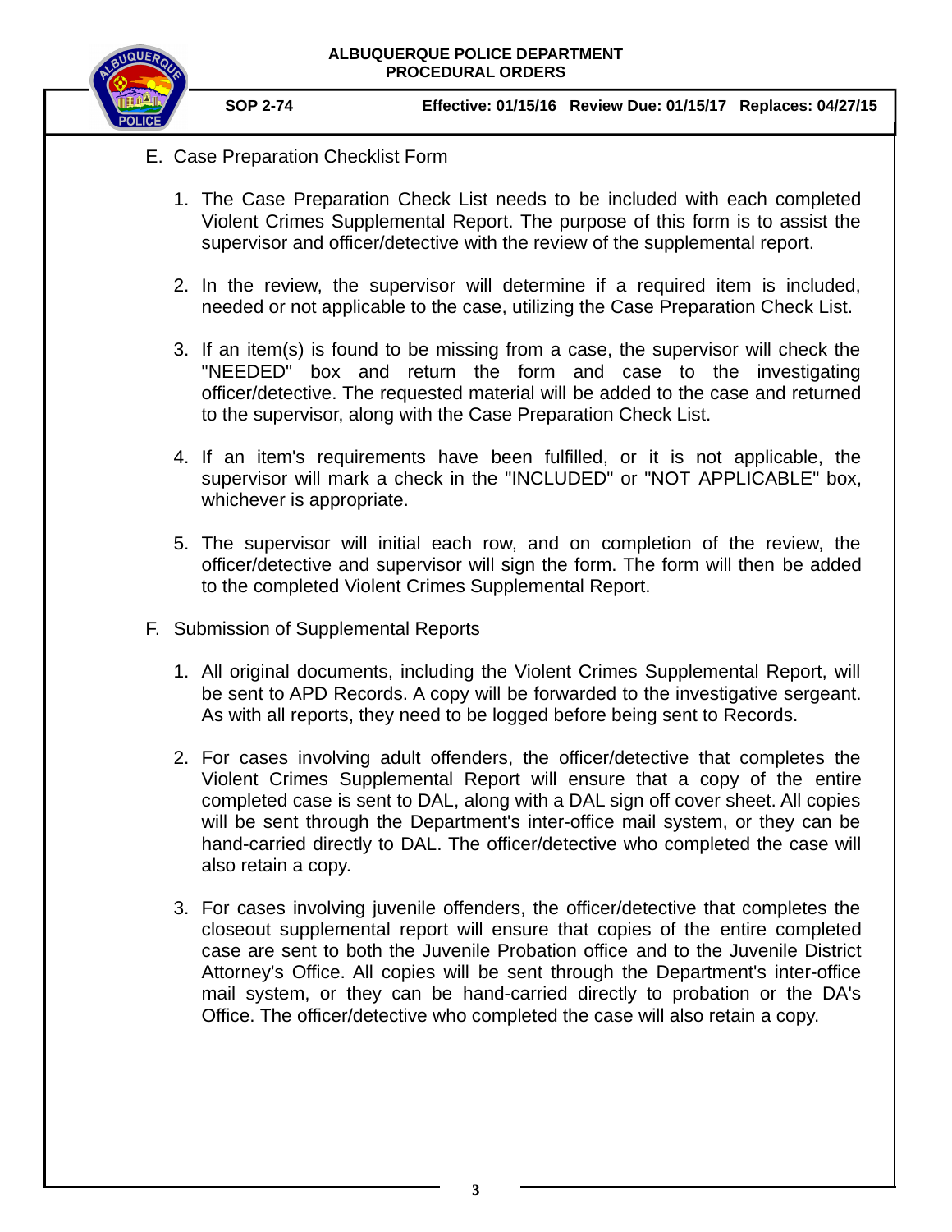E. Case Preparation Checklist Form

1. The Case Preparation Check List needs to be included with each completed Violent Crimes Supplemental Report. The purpose of this form is to assist the supervisor and officer/detective with the review of the supplemental report.

2. In the review, the supervisor will determine if a required item is included, needed or not applicable to the case, utilizing the Case Preparation Check List.

3. If an item(s) is found to be missing from a case, the supervisor will check the "NEEDED" box and return the form and case to the investigating officer/detective. The requested material will be added to the case and returned to the supervisor, along with the Case Preparation Check List.

4. If an item's requirements have been fulfilled, or it is not applicable, the supervisor will mark a check in the "INCLUDED" or "NOT APPLICABLE" box, whichever is appropriate.

5. The supervisor will initial each row, and on completion of the review, the officer/detective and supervisor will sign the form. The form will then be added to the completed Violent Crimes Supplemental Report.

F. Submission of Supplemental Reports

1. All original documents, including the Violent Crimes Supplemental Report, will be sent to APD Records. A copy will be forwarded to the investigative sergeant. As with all reports, they need to be logged before being sent to Records.

2. For cases involving adult offenders, the officer/detective that completes the Violent Crimes Supplemental Report will ensure that a copy of the entire completed case is sent to DAL, along with a DAL sign off cover sheet. All copies will be sent through the Department's inter-office mail system, or they can be hand-carried directly to DAL. The officer/detective who completed the case will also retain a copy.

3. For cases involving juvenile offenders, the officer/detective that completes the closeout supplemental report will ensure that copies of the entire completed case are sent to both the Juvenile Probation office and to the Juvenile District Attorney's Office. All copies will be sent through the Department's inter-office mail system, or they can be hand-carried directly to probation or the DA's Office. The officer/detective who completed the case will also retain a copy.